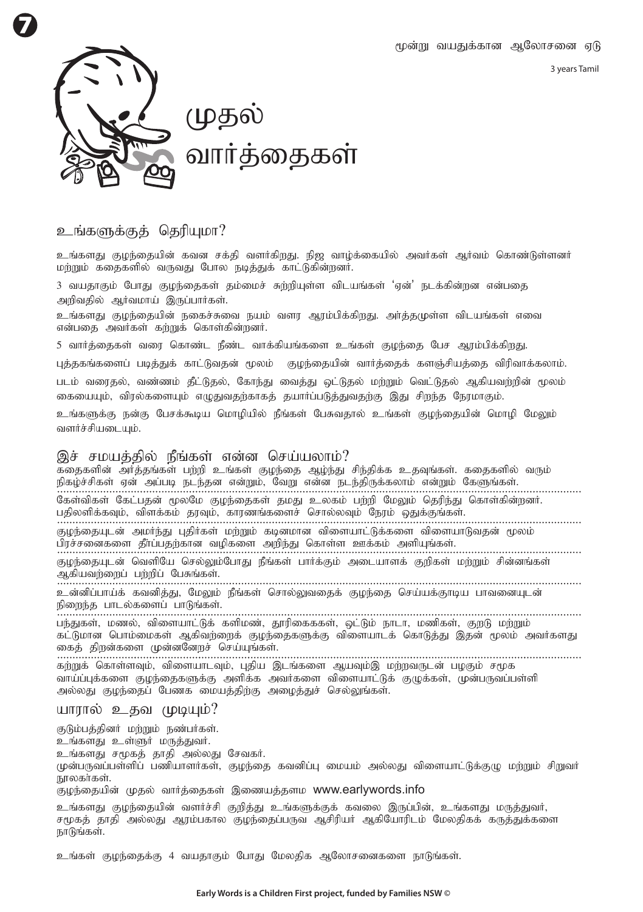மூன்று வயதுக்கான ஆலோசனை ஏடு

3 years Tamil

# முதல் வார்த்தைகள்

## உங்களுக்குத் தெரியுமா?

உங்களது குழந்தையின் கவன சக்தி வளர்கிறது. நிஜ வாழ்க்கையில் அவர்கள் ஆர்வம் கொண்டுள்ளனர் மற்றும் கதைகளில் வருவது போல நடித்துக் காட்டுகின்றனர்.

3 வயதாகும் போது குழந்தைகள் தம்மைச் சுற்றியுள்ள விடயங்கள் 'ஏன்' நடக்கின்றன என்பதை அறிவதில் ஆர்வமாய் இருப்பார்கள்.

உங்களது குழந்தையின் நகைச்சுவை நயம் வளர ஆரம்பிக்கிறது. அர்த்தமுள்ள விடயங்கள் எவை என்பதை அவர்கள் கற்றுக் கொள்கின்றனர்.

5 வார்த்தைகள் வரை கொண்ட நீண்ட வாக்கியங்களை உங்கள் குழந்தை பேச ஆரம்பிக்கிறது.

புத்தகங்களைப் படித்துக் காட்டுவதன் மூலம் குழந்தையின் வார்த்தைக் களஞ்சியத்தை விரிவாக்கலாம்.

படம் வரைதல், வண்ணம் தீட்டுதல், கோந்து வைத்து ஒட்டுதல் மற்றும் வெட்டுதல் ஆகியவற்றின் மூலம் கையையும், விரல்களையும் எழுதுவதற்காகத் தயார்ப்படுத்துவதற்கு இது சிறந்த நேரமாகும்.

உங்களுக்கு நன்கு பேசக்கூடிய மொழியில் நீங்கள் பேசுவதால் உங்கள் குழந்தையின் மொழி மேலும் வளர்ச்சியடையும்.

## இச் சமயத்தில் நீங்கள் என்ன செய்யலாம்?

கதைகளின் அர்த்தங்கள் பற்றி உங்கள் குழந்தை ஆழ்ந்து சிந்திக்க உதவுங்கள். கதைகளில் வரும் நிகழ்ச்சிகள் ஏன் அப்படி நடந்தன என்றும், வேறு என்ன நடந்திருக்கலாம் என்றும் கேளுங்கள்.

கேள்விகள் கேட்பதன் மூலமே குழந்தைகள் தமது உலகம் பற்றி மேலும் தெரிந்து கொள்கின்றனர். பதிலளிக்கவும், விளக்கம் தரவும், காரணங்களைச் சொல்லவும் நேரம் ஒதுக்குங்கள்.

குழந்தையுடன் அமர்ந்து புதிர்கள் மற்றும் கடினமான விளையாட்டுக்களை விளையாடுவதன் மூலம் பிரச்சனைகளை தீர்ப்பதற்கான வழிகளை அறிந்து கொள்ள ஊக்கம் அளியுங்கள்.

குழந்தையுடன் வெளியே செல்லும்போது நீங்கள் பார்க்கும் அடையாளக் குறிகள் மற்றும் சின்னங்கள் ஆகியவற்றைப் பற்றிப் பேசுங்கள்.

உன்னிப்பாய்க் கவனித்து, மேலும் நீங்கள் சொல்லுவதைக் குழந்தை செய்யக்கூடிய பாவனையுடன் நிறைந்த பாடல்களைப் பாடுங்கள்.

பந்துகள், மணல், விளையாட்டுக் களிமண், தூரிகைககள், ஒட்டும் நாடா, மணிகள், குறடு மற்றும் கட்டுமான பொம்மைகள் ஆகிவற்றைக் குழந்தைகளுக்கு விளையாடக் கொடுத்து இதன் மூலம் அவர்களது கைத் திறன்களை முன்னனேறச் செய்யுங்கள்.

கற்றுக் கொள்ளவும், விளையாடவும், புதிய இடங்களை ஆயவும்இ மற்றவருடன் பழகும் சமூக வாய்ப்புக்களை குழந்தைகளுக்கு அளிக்க அவர்களை விளையாட்டுக் குழுக்கள், முன்பருவப்பள்ளி அல்லது குழந்தைப் பேணக மையத்திற்கு அழைத்துச் செல்லுங்கள்.

## யாரால் உதவ முடியும்?

குடும்பத்தினர் மற்றும் நண்பர்கள்.

உங்களது உள்ளூர் மருத்துவர்.

உங்களது சமூகத் தாதி அல்லது சேவகர்.

முன்பருவப்பள்ளிப் பணியாளர்கள், குழந்தை கவனிப்பு மையம் அல்லது விளையாட்டுக்குழு மற்றும் சிறுவர் நூலகர்கள்.

குழந்தையின் முதல் வார்த்தைகள் இணையத்தளம www.earlywords.info

உங்களது குழந்தையின் வளர்ச்சி குறித்து உங்களுக்குக் கவலை இருப்பின், உங்களது மருத்துவர், சமூகத் தாதி அல்லது ஆரம்பகால குழந்தைப்பருவ ஆசிரியர் ஆகியோரிடம் மேலதிகக் கருத்துக்களை நாடுங்கள்.

உங்கள் குழந்தைக்கு 4 வயதாகும் போது மேலதிக ஆலோசனைகளை நாடுங்கள்.

**Early Words is a Children First project, funded by Families NSW ©**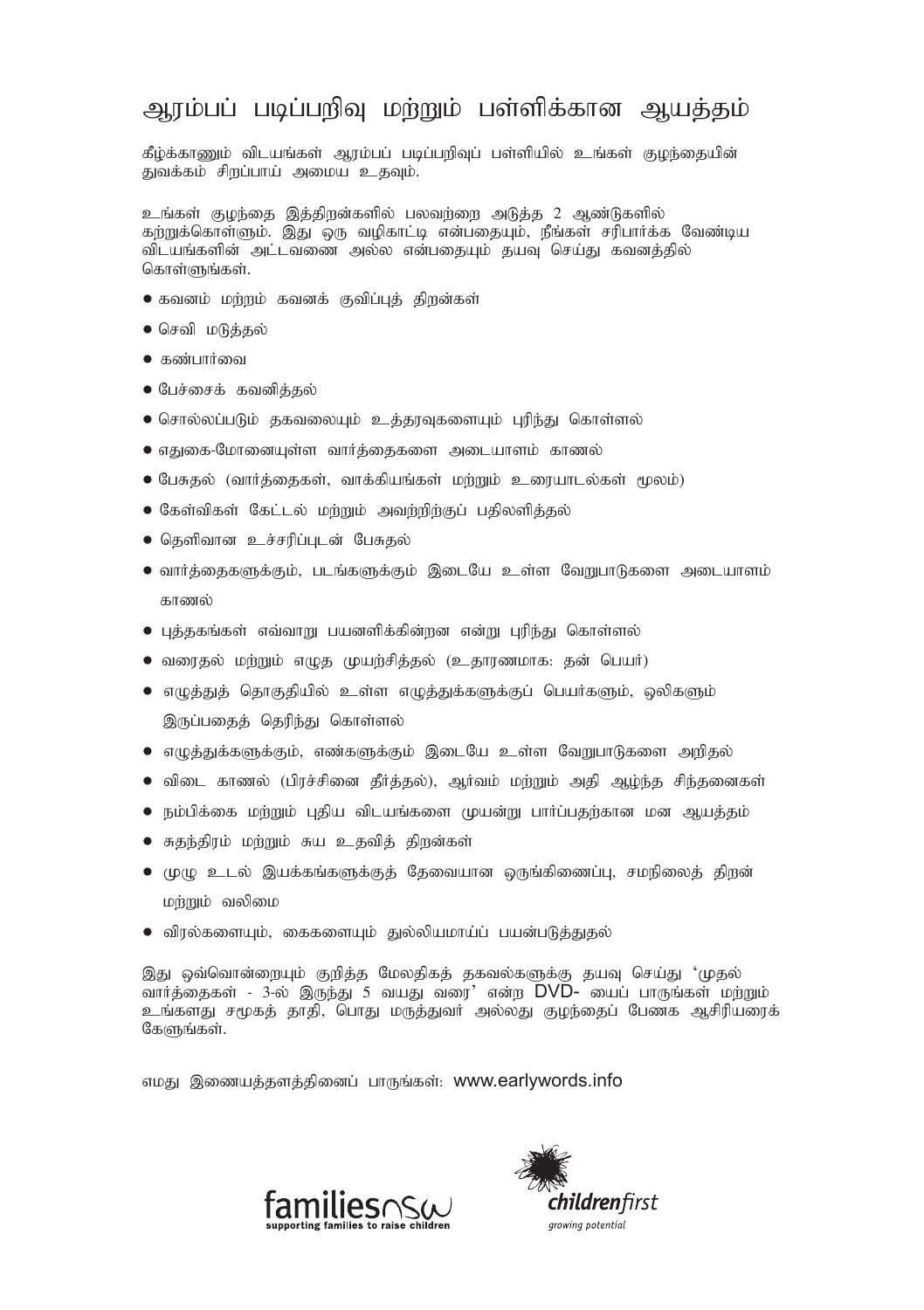# ஆரம்பப் படிப்பறிவு மற்றும் பள்ளிக்கான ஆயத்தம்

கீழ்க்காணும் விடயங்கள் ஆரம்பப் படிப்பறிவுப் பள்ளியில் உங்கள் குழந்தையின் துவக்கம் சிறப்பாய் அமைய உதவும்.

உங்கள் குழந்தை இத்திறன்களில் பலவற்றை அடுத்த 2 ஆண்டுகளில் கற்றுக்கொள்ளும். இது ஒரு வழிகாட்டி என்பதையும், நீங்கள் சரிபார்க்க வேண்டிய விடயங்களின் அட்டவணை அல்ல என்பதையும் தயவு செய்து கவனத்தில் கொள்ளுங்கள்.

- கவனம் மற்றம் கவனக் குவிப்புத் திறன்கள்
- செவி மடுத்தல்
- கண்பார்வை
- பேச்சைக் கவனித்தல்
- சொல்லப்படும் தகவலையும் உத்தரவுகளையும் புரிந்து கொள்ளல்
- எதுகை-மோனையுள்ள வார்த்தைகளை அடையாளம் காணல்
- பேசுதல் (வார்த்தைகள், வாக்கியங்கள் மற்றும் உரையாடல்கள் மூலம்)
- கேள்விகள் கேட்டல் மற்றும் அவற்றிற்குப் பதிலளித்தல்
- தெளிவான உச்சரிப்புடன் பேசுதல்
- வார்த்தைகளுக்கும், படங்களுக்கும் இடையே உள்ள வேறுபாடுகளை அடையாளம் காணல்
- புத்தகங்கள் எவ்வாறு பயனளிக்கின்றன என்று புரிந்து கொள்ளல்
- வரைதல் மற்றும் எழுத முயற்சித்தல் (உதாரணமாக: தன் பெயர்)
- எழுத்துத் தொகுதியில் உள்ள எழுத்துக்களுக்குப் பெயர்களும், ஒலிகளும் இருப்பதைத் தெரிந்து கொள்ளல்
- எழுத்துக்களுக்கும், எண்களுக்கும் இடையே உள்ள வேறுபாடுகளை அறிதல்
- விடை காணல் (பிரச்சினை தீர்த்தல்), ஆர்வம் மற்றும் அதி ஆழ்ந்த சிந்தனைகள்
- நம்பிக்கை மற்றும் புதிய விடயங்களை முயன்று பார்ப்பதற்கான மன ஆயத்தம்
- சுதந்திரம் மற்றும் சுய உதவித் திறன்கள்
- முழு உடல் இயக்கங்களுக்குத் தேவையான ஒருங்கிணைப்பு, சமநிலைத் திறன் மற்றும் வலிமை
- விரல்களையும், கைகளையும் துல்லியமாய்ப் பயன்படுத்துதல்

இது ஒவ்வொன்றையும் குறித்த மேலதிகத் தகவல்களுக்கு தயவு செய்து 'முதல் வார்த்தைகள் - 3-ல் இருந்து 5 வயது வரை' என்ற DVD- யைப் பாருங்கள் மற்றும் உங்களது சமூகத் தாதி, பொது மருத்துவர் அல்லது குழந்தைப் பேணக ஆசிரியரைக் கேளுங்கள்.

எமது இணையத்தளத்தினைப் பாருங்கள்: www.earlywords.info

familiesNSW supporting families to raise children

childrenfirst growing potential